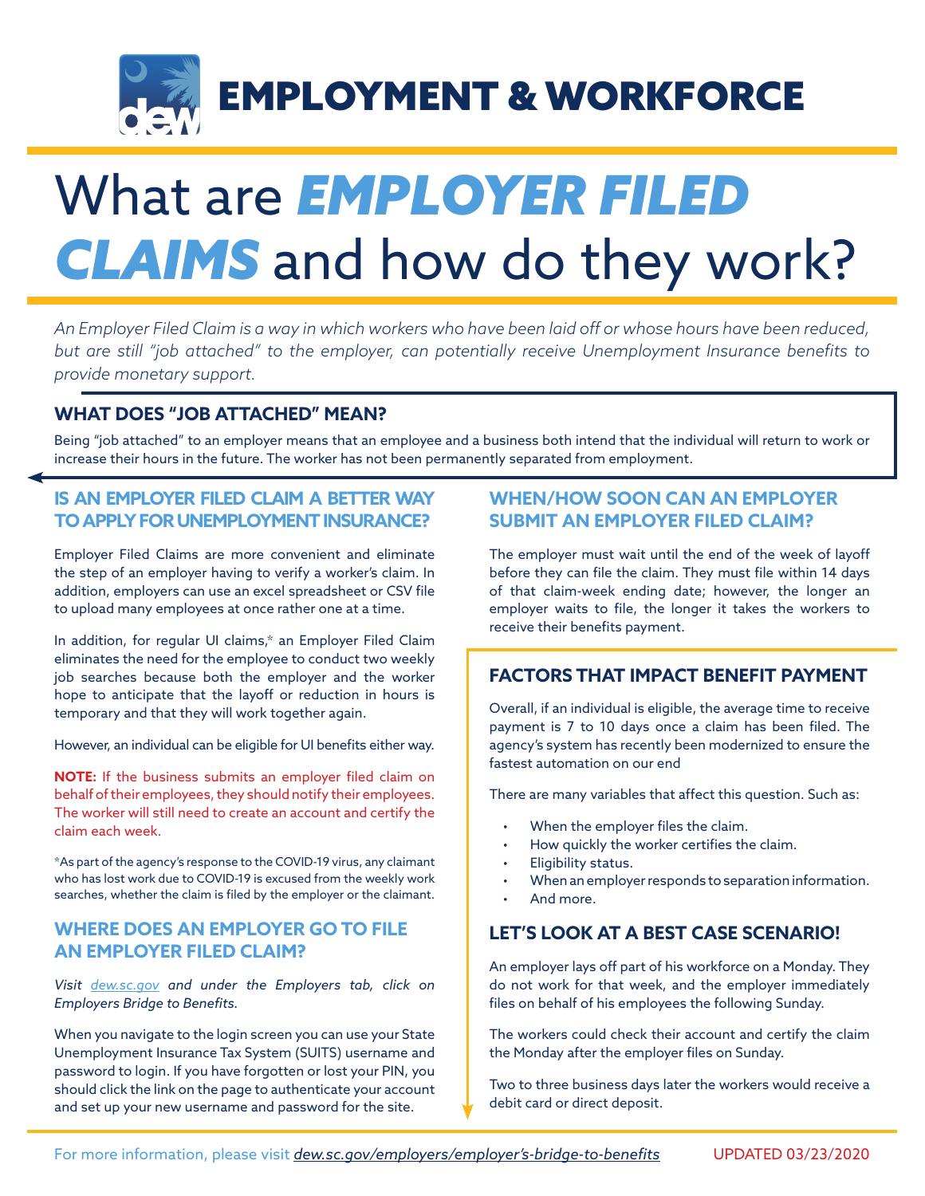# EMPLOYMENT & WORKFORCE

# What are *EMPLOYER FILED CLAIMS* and how do they work?

*An Employer Filed Claim is a way in which workers who have been laid off or whose hours have been reduced, but are still "job attached" to the employer, can potentially receive Unemployment Insurance benefits to provide monetary support.*

## WHAT DOES "JOB ATTACHED" MEAN?

Being "job attached" to an employer means that an employee and a business both intend that the individual will return to work or increase their hours in the future. The worker has not been permanently separated from employment.

## IS AN EMPLOYER FILED CLAIM A BETTER WAY TO APPLY FOR UNEMPLOYMENT INSURANCE?

Employer Filed Claims are more convenient and eliminate the step of an employer having to verify a worker's claim. In addition, employers can use an excel spreadsheet or CSV file to upload many employees at once rather one at a time.

In addition, for regular UI claims,* an Employer Filed Claim eliminates the need for the employee to conduct two weekly job searches because both the employer and the worker hope to anticipate that the layoff or reduction in hours is temporary and that they will work together again.

However, an individual can be eligible for UI benefits either way.

**NOTE:** If the business submits an employer filed claim on behalf of their employees, they should notify their employees. The worker will still need to create an account and certify the claim each week.

*As part of the agency's response to the COVID-19 virus, any claimant who has lost work due to COVID-19 is excused from the weekly work searches, whether the claim is filed by the employer or the claimant.

## WHERE DOES AN EMPLOYER GO TO FILE AN EMPLOYER FILED CLAIM?

*Visit dew.sc.gov and under the Employers tab, click on Employers Bridge to Benefits.*

When you navigate to the login screen you can use your State Unemployment Insurance Tax System (SUITS) username and password to login. If you have forgotten or lost your PIN, you should click the link on the page to authenticate your account and set up your new username and password for the site.

## WHEN/HOW SOON CAN AN EMPLOYER SUBMIT AN EMPLOYER FILED CLAIM?

The employer must wait until the end of the week of layoff before they can file the claim. They must file within 14 days of that claim-week ending date; however, the longer an employer waits to file, the longer it takes the workers to receive their benefits payment.

## FACTORS THAT IMPACT BENEFIT PAYMENT

Overall, if an individual is eligible, the average time to receive payment is 7 to 10 days once a claim has been filed. The agency's system has recently been modernized to ensure the fastest automation on our end

There are many variables that affect this question. Such as:

- When the employer files the claim.
- How quickly the worker certifies the claim.
- Eligibility status.
- When an employer responds to separation information.
- And more.

## LET'S LOOK AT A BEST CASE SCENARIO!

An employer lays off part of his workforce on a Monday. They do not work for that week, and the employer immediately files on behalf of his employees the following Sunday.

The workers could check their account and certify the claim the Monday after the employer files on Sunday.

Two to three business days later the workers would receive a debit card or direct deposit.

For more information, please visit *dew.sc.gov/employers/employer's-bridge-to-benefits*

UPDATED 03/23/2020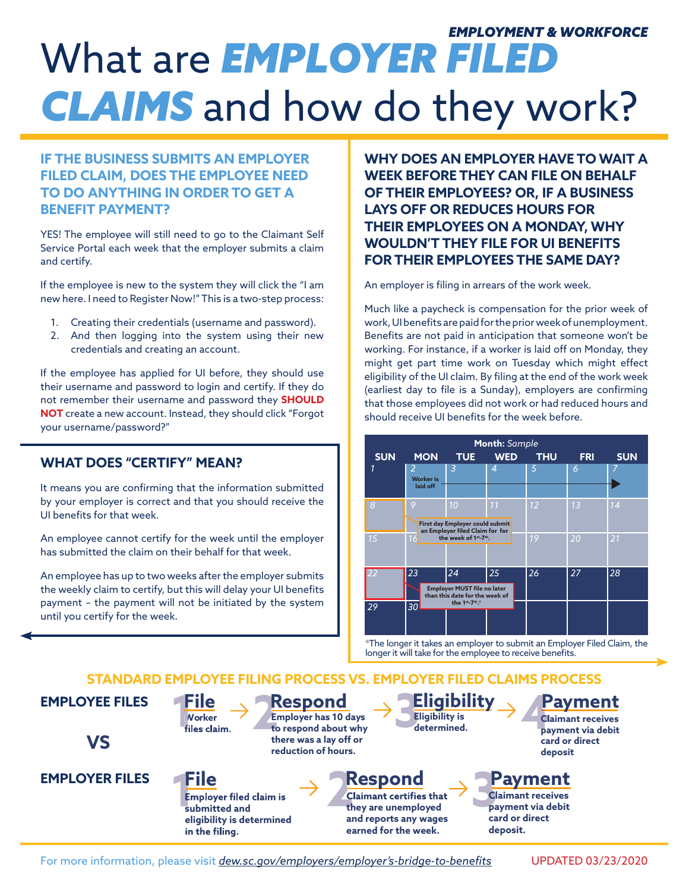EMPLOYMENT & WORKFORCE

# What are *EMPLOYER FILED CLAIMS* and how do they work?

## IF THE BUSINESS SUBMITS AN EMPLOYER FILED CLAIM, DOES THE EMPLOYEE NEED TO DO ANYTHING IN ORDER TO GET A BENEFIT PAYMENT?

YES! The employee will still need to go to the Claimant Self Service Portal each week that the employer submits a claim and certify.

If the employee is new to the system they will click the "I am new here. I need to Register Now!" This is a two-step process:

1. Creating their credentials (username and password).
2. And then logging into the system using their new credentials and creating an account.

If the employee has applied for UI before, they should use their username and password to login and certify. If they do not remember their username and password they **SHOULD NOT** create a new account. Instead, they should click "Forgot your username/password?"

## WHAT DOES "CERTIFY" MEAN?

It means you are confirming that the information submitted by your employer is correct and that you should receive the UI benefits for that week.

An employee cannot certify for the week until the employer has submitted the claim on their behalf for that week.

An employee has up to two weeks after the employer submits the weekly claim to certify, but this will delay your UI benefits payment – the payment will not be initiated by the system until you certify for the week.

## WHY DOES AN EMPLOYER HAVE TO WAIT A WEEK BEFORE THEY CAN FILE ON BEHALF OF THEIR EMPLOYEES? OR, IF A BUSINESS LAYS OFF OR REDUCES HOURS FOR THEIR EMPLOYEES ON A MONDAY, WHY WOULDN'T THEY FILE FOR UI BENEFITS FOR THEIR EMPLOYEES THE SAME DAY?

An employer is filing in arrears of the work week.

Much like a paycheck is compensation for the prior week of work, UI benefits are paid for the prior week of unemployment. Benefits are not paid in anticipation that someone won't be working. For instance, if a worker is laid off on Monday, they might get part time work on Tuesday which might effect eligibility of the UI claim. By filing at the end of the work week (earliest day to file is a Sunday), employers are confirming that those employees did not work or had reduced hours and should receive UI benefits for the week before.

Month: *Sample*

| SUN | MON | TUE | WED | THU | FRI | SUN |
|---|---|---|---|---|---|---|
| 1 | 2 Worker is laid off | 3 | 4 | 5 | 6 | 7 |
| 8 | 9 | 10 | 11 | 12 | 13 | 14 |
| 15 | 16 | 17 | 18 | 19 | 20 | 21 |
| 22 | 23 | 24 | 25 | 26 | 27 | 28 |
| 29 | 30 | | | | | |

First day Employer could submit an Employer filed Claim for for the week of 1st-7th. (8)

Employer MUST file no later than this date for the week of the 1st-7th.* (22)

*The longer it takes an employer to submit an Employer Filed Claim, the longer it will take for the employee to receive benefits.

## STANDARD EMPLOYEE FILING PROCESS VS. EMPLOYER FILED CLAIMS PROCESS

**EMPLOYEE FILES**

1. **File** – Worker files claim.
2. **Respond** – Employer has 10 days to respond about why there was a lay off or reduction of hours.
3. **Eligibility** – Eligibility is determined.
4. **Payment** – Claimant receives payment via debit card or direct deposit

**VS**

**EMPLOYER FILES**

1. **File** – Employer filed claim is submitted and eligibility is determined in the filing.
2. **Respond** – Claimant certifies that they are unemployed and reports any wages earned for the week.
3. **Payment** – Claimant receives payment via debit card or direct deposit.

For more information, please visit *dew.sc.gov/employers/employer's-bridge-to-benefits*

UPDATED 03/23/2020